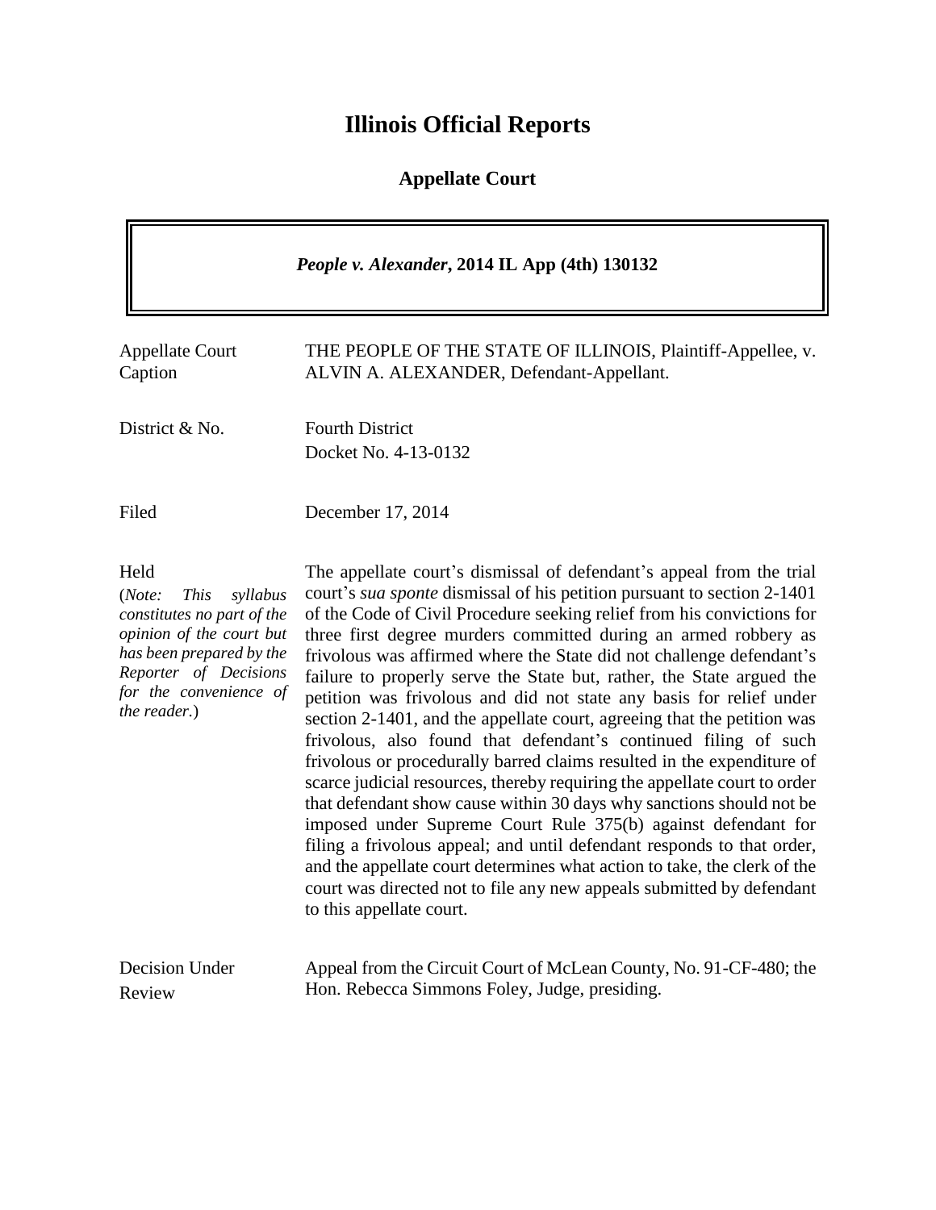# Illinois Official Reports

## Appellate Court

***People v. Alexander*, 2014 IL App (4th) 130132**

| | |
|---|---|
| Appellate Court Caption | THE PEOPLE OF THE STATE OF ILLINOIS, Plaintiff-Appellee, v. ALVIN A. ALEXANDER, Defendant-Appellant. |
| District & No. | Fourth District<br>Docket No. 4-13-0132 |
| Filed | December 17, 2014 |
| Held<br>(*Note: This syllabus constitutes no part of the opinion of the court but has been prepared by the Reporter of Decisions for the convenience of the reader.*) | The appellate court's dismissal of defendant's appeal from the trial court's *sua sponte* dismissal of his petition pursuant to section 2-1401 of the Code of Civil Procedure seeking relief from his convictions for three first degree murders committed during an armed robbery as frivolous was affirmed where the State did not challenge defendant's failure to properly serve the State but, rather, the State argued the petition was frivolous and did not state any basis for relief under section 2-1401, and the appellate court, agreeing that the petition was frivolous, also found that defendant's continued filing of such frivolous or procedurally barred claims resulted in the expenditure of scarce judicial resources, thereby requiring the appellate court to order that defendant show cause within 30 days why sanctions should not be imposed under Supreme Court Rule 375(b) against defendant for filing a frivolous appeal; and until defendant responds to that order, and the appellate court determines what action to take, the clerk of the court was directed not to file any new appeals submitted by defendant to this appellate court. |
| Decision Under Review | Appeal from the Circuit Court of McLean County, No. 91-CF-480; the Hon. Rebecca Simmons Foley, Judge, presiding. |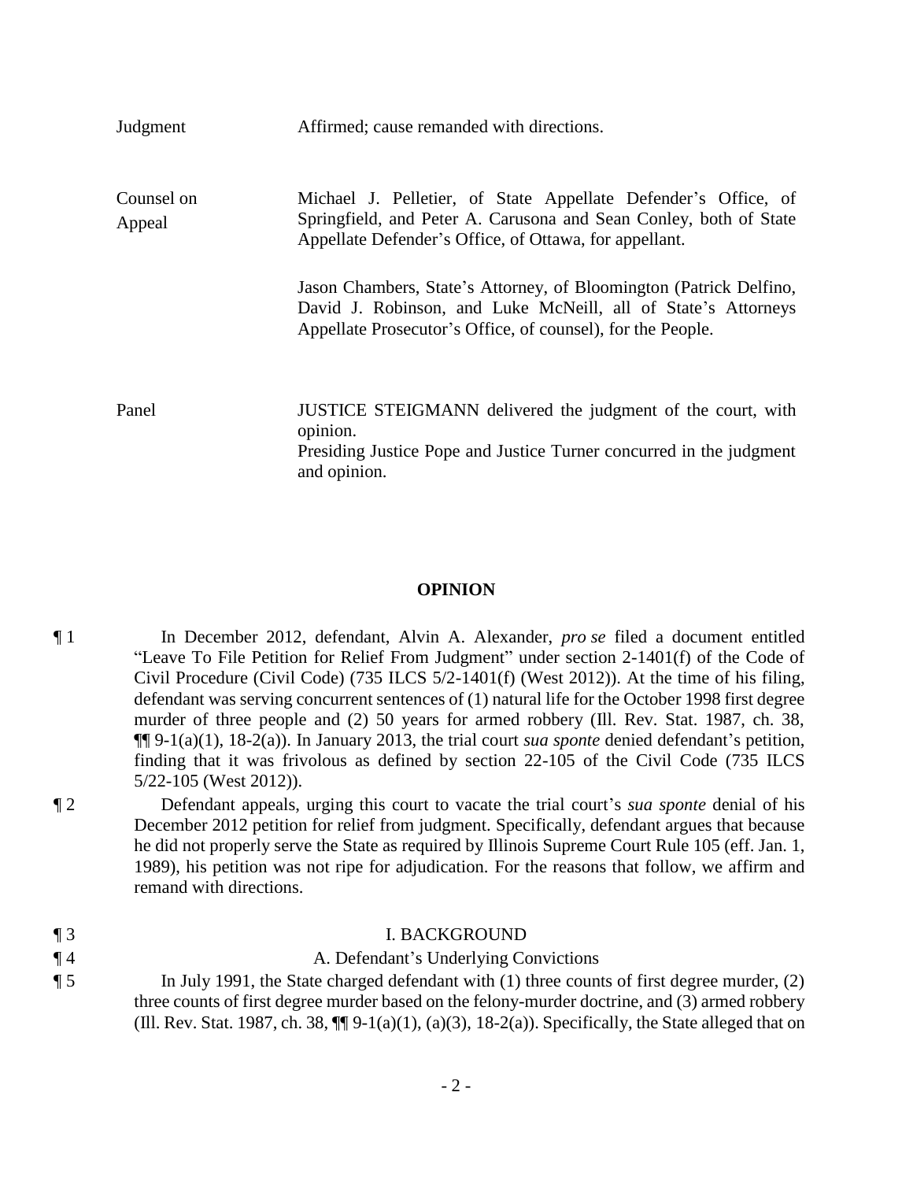| | |
|---|---|
| Judgment | Affirmed; cause remanded with directions. |
| Counsel on Appeal | Michael J. Pelletier, of State Appellate Defender's Office, of Springfield, and Peter A. Carusona and Sean Conley, both of State Appellate Defender's Office, of Ottawa, for appellant.<br><br>Jason Chambers, State's Attorney, of Bloomington (Patrick Delfino, David J. Robinson, and Luke McNeill, all of State's Attorneys Appellate Prosecutor's Office, of counsel), for the People. |
| Panel | JUSTICE STEIGMANN delivered the judgment of the court, with opinion.<br>Presiding Justice Pope and Justice Turner concurred in the judgment and opinion. |

## OPINION

¶ 1 In December 2012, defendant, Alvin A. Alexander, *pro se* filed a document entitled "Leave To File Petition for Relief From Judgment" under section 2-1401(f) of the Code of Civil Procedure (Civil Code) (735 ILCS 5/2-1401(f) (West 2012)). At the time of his filing, defendant was serving concurrent sentences of (1) natural life for the October 1998 first degree murder of three people and (2) 50 years for armed robbery (Ill. Rev. Stat. 1987, ch. 38, ¶¶ 9-1(a)(1), 18-2(a)). In January 2013, the trial court *sua sponte* denied defendant's petition, finding that it was frivolous as defined by section 22-105 of the Civil Code (735 ILCS 5/22-105 (West 2012)).

¶ 2 Defendant appeals, urging this court to vacate the trial court's *sua sponte* denial of his December 2012 petition for relief from judgment. Specifically, defendant argues that because he did not properly serve the State as required by Illinois Supreme Court Rule 105 (eff. Jan. 1, 1989), his petition was not ripe for adjudication. For the reasons that follow, we affirm and remand with directions.

¶ 3 I. BACKGROUND

¶ 4 A. Defendant's Underlying Convictions

¶ 5 In July 1991, the State charged defendant with (1) three counts of first degree murder, (2) three counts of first degree murder based on the felony-murder doctrine, and (3) armed robbery (Ill. Rev. Stat. 1987, ch. 38, ¶¶ 9-1(a)(1), (a)(3), 18-2(a)). Specifically, the State alleged that on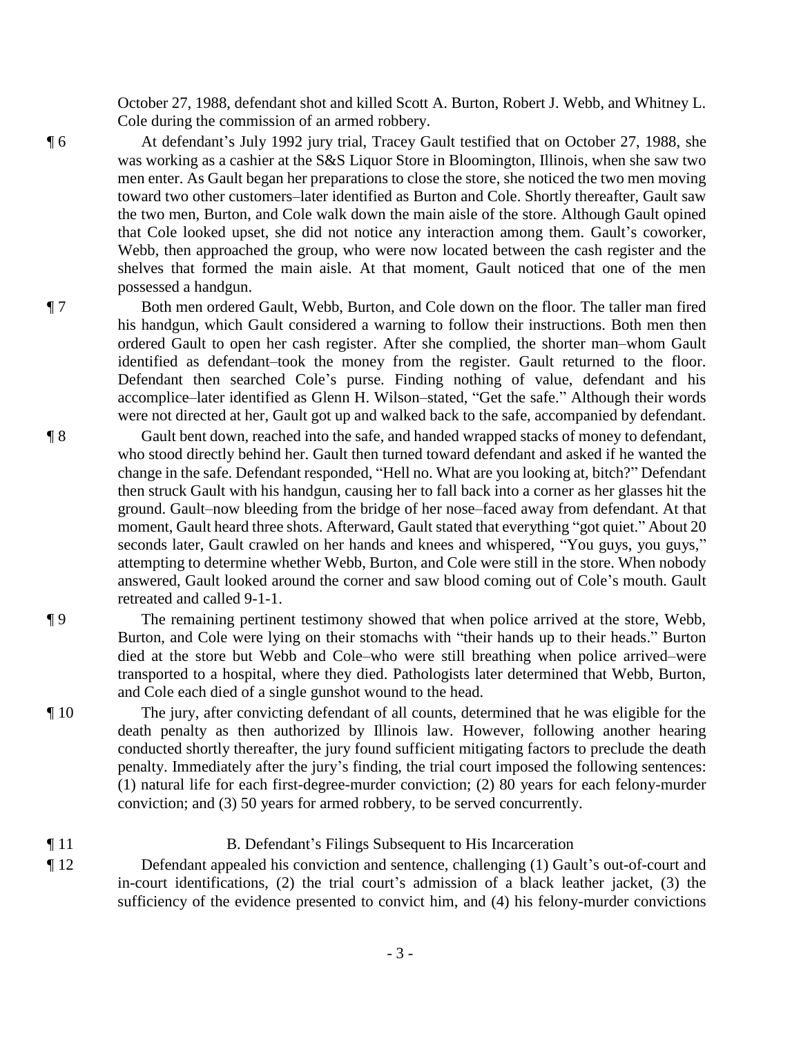October 27, 1988, defendant shot and killed Scott A. Burton, Robert J. Webb, and Whitney L. Cole during the commission of an armed robbery.

¶ 6 At defendant's July 1992 jury trial, Tracey Gault testified that on October 27, 1988, she was working as a cashier at the S&S Liquor Store in Bloomington, Illinois, when she saw two men enter. As Gault began her preparations to close the store, she noticed the two men moving toward two other customers–later identified as Burton and Cole. Shortly thereafter, Gault saw the two men, Burton, and Cole walk down the main aisle of the store. Although Gault opined that Cole looked upset, she did not notice any interaction among them. Gault's coworker, Webb, then approached the group, who were now located between the cash register and the shelves that formed the main aisle. At that moment, Gault noticed that one of the men possessed a handgun.

¶ 7 Both men ordered Gault, Webb, Burton, and Cole down on the floor. The taller man fired his handgun, which Gault considered a warning to follow their instructions. Both men then ordered Gault to open her cash register. After she complied, the shorter man–whom Gault identified as defendant–took the money from the register. Gault returned to the floor. Defendant then searched Cole's purse. Finding nothing of value, defendant and his accomplice–later identified as Glenn H. Wilson–stated, "Get the safe." Although their words were not directed at her, Gault got up and walked back to the safe, accompanied by defendant.

¶ 8 Gault bent down, reached into the safe, and handed wrapped stacks of money to defendant, who stood directly behind her. Gault then turned toward defendant and asked if he wanted the change in the safe. Defendant responded, "Hell no. What are you looking at, bitch?" Defendant then struck Gault with his handgun, causing her to fall back into a corner as her glasses hit the ground. Gault–now bleeding from the bridge of her nose–faced away from defendant. At that moment, Gault heard three shots. Afterward, Gault stated that everything "got quiet." About 20 seconds later, Gault crawled on her hands and knees and whispered, "You guys, you guys," attempting to determine whether Webb, Burton, and Cole were still in the store. When nobody answered, Gault looked around the corner and saw blood coming out of Cole's mouth. Gault retreated and called 9-1-1.

¶ 9 The remaining pertinent testimony showed that when police arrived at the store, Webb, Burton, and Cole were lying on their stomachs with "their hands up to their heads." Burton died at the store but Webb and Cole–who were still breathing when police arrived–were transported to a hospital, where they died. Pathologists later determined that Webb, Burton, and Cole each died of a single gunshot wound to the head.

¶ 10 The jury, after convicting defendant of all counts, determined that he was eligible for the death penalty as then authorized by Illinois law. However, following another hearing conducted shortly thereafter, the jury found sufficient mitigating factors to preclude the death penalty. Immediately after the jury's finding, the trial court imposed the following sentences: (1) natural life for each first-degree-murder conviction; (2) 80 years for each felony-murder conviction; and (3) 50 years for armed robbery, to be served concurrently.

¶ 11 B. Defendant's Filings Subsequent to His Incarceration

¶ 12 Defendant appealed his conviction and sentence, challenging (1) Gault's out-of-court and in-court identifications, (2) the trial court's admission of a black leather jacket, (3) the sufficiency of the evidence presented to convict him, and (4) his felony-murder convictions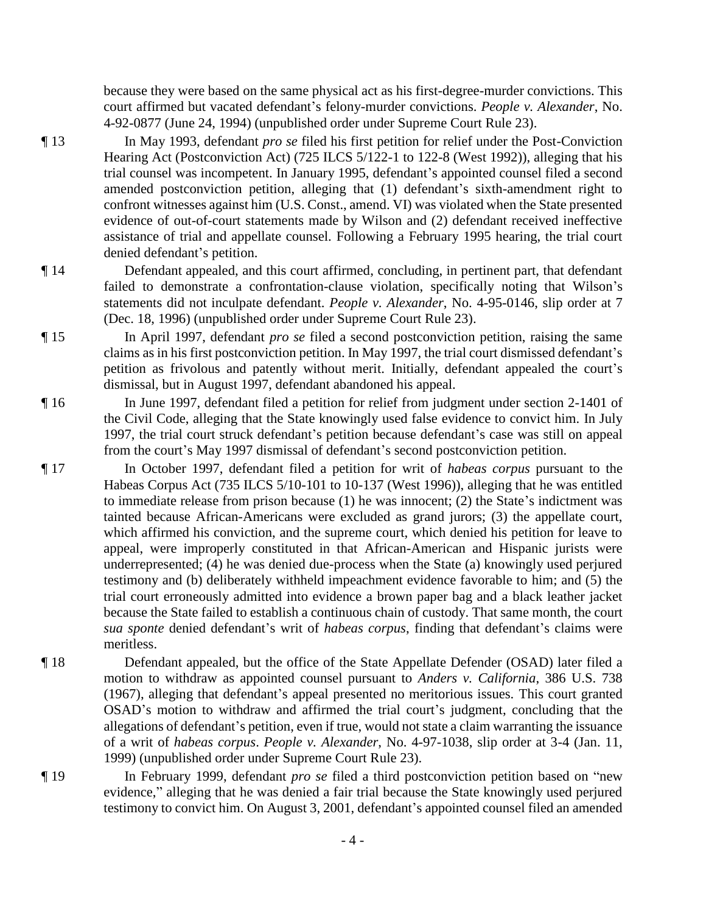because they were based on the same physical act as his first-degree-murder convictions. This court affirmed but vacated defendant's felony-murder convictions. *People v. Alexander*, No. 4-92-0877 (June 24, 1994) (unpublished order under Supreme Court Rule 23).

¶ 13 In May 1993, defendant *pro se* filed his first petition for relief under the Post-Conviction Hearing Act (Postconviction Act) (725 ILCS 5/122-1 to 122-8 (West 1992)), alleging that his trial counsel was incompetent. In January 1995, defendant's appointed counsel filed a second amended postconviction petition, alleging that (1) defendant's sixth-amendment right to confront witnesses against him (U.S. Const., amend. VI) was violated when the State presented evidence of out-of-court statements made by Wilson and (2) defendant received ineffective assistance of trial and appellate counsel. Following a February 1995 hearing, the trial court denied defendant's petition.

¶ 14 Defendant appealed, and this court affirmed, concluding, in pertinent part, that defendant failed to demonstrate a confrontation-clause violation, specifically noting that Wilson's statements did not inculpate defendant. *People v. Alexander*, No. 4-95-0146, slip order at 7 (Dec. 18, 1996) (unpublished order under Supreme Court Rule 23).

¶ 15 In April 1997, defendant *pro se* filed a second postconviction petition, raising the same claims as in his first postconviction petition. In May 1997, the trial court dismissed defendant's petition as frivolous and patently without merit. Initially, defendant appealed the court's dismissal, but in August 1997, defendant abandoned his appeal.

¶ 16 In June 1997, defendant filed a petition for relief from judgment under section 2-1401 of the Civil Code, alleging that the State knowingly used false evidence to convict him. In July 1997, the trial court struck defendant's petition because defendant's case was still on appeal from the court's May 1997 dismissal of defendant's second postconviction petition.

¶ 17 In October 1997, defendant filed a petition for writ of *habeas corpus* pursuant to the Habeas Corpus Act (735 ILCS 5/10-101 to 10-137 (West 1996)), alleging that he was entitled to immediate release from prison because (1) he was innocent; (2) the State's indictment was tainted because African-Americans were excluded as grand jurors; (3) the appellate court, which affirmed his conviction, and the supreme court, which denied his petition for leave to appeal, were improperly constituted in that African-American and Hispanic jurists were underrepresented; (4) he was denied due-process when the State (a) knowingly used perjured testimony and (b) deliberately withheld impeachment evidence favorable to him; and (5) the trial court erroneously admitted into evidence a brown paper bag and a black leather jacket because the State failed to establish a continuous chain of custody. That same month, the court *sua sponte* denied defendant's writ of *habeas corpus*, finding that defendant's claims were meritless.

¶ 18 Defendant appealed, but the office of the State Appellate Defender (OSAD) later filed a motion to withdraw as appointed counsel pursuant to *Anders v. California*, 386 U.S. 738 (1967), alleging that defendant's appeal presented no meritorious issues. This court granted OSAD's motion to withdraw and affirmed the trial court's judgment, concluding that the allegations of defendant's petition, even if true, would not state a claim warranting the issuance of a writ of *habeas corpus*. *People v. Alexander*, No. 4-97-1038, slip order at 3-4 (Jan. 11, 1999) (unpublished order under Supreme Court Rule 23).

¶ 19 In February 1999, defendant *pro se* filed a third postconviction petition based on "new evidence," alleging that he was denied a fair trial because the State knowingly used perjured testimony to convict him. On August 3, 2001, defendant's appointed counsel filed an amended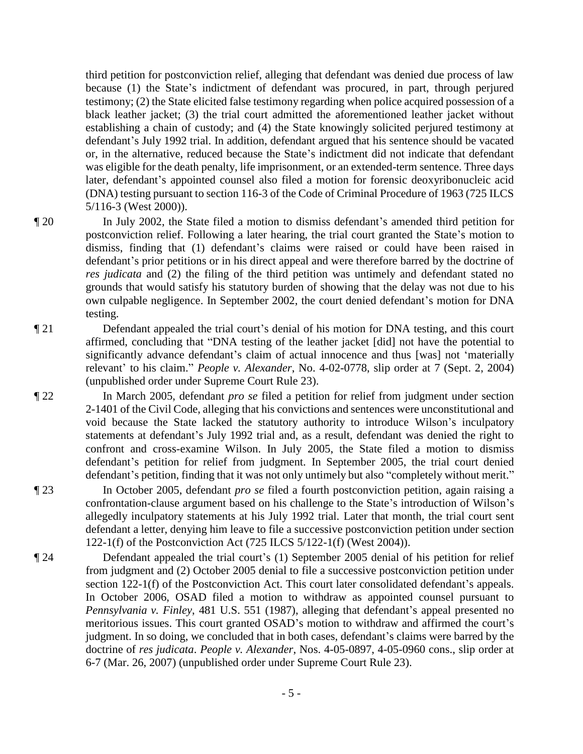third petition for postconviction relief, alleging that defendant was denied due process of law because (1) the State's indictment of defendant was procured, in part, through perjured testimony; (2) the State elicited false testimony regarding when police acquired possession of a black leather jacket; (3) the trial court admitted the aforementioned leather jacket without establishing a chain of custody; and (4) the State knowingly solicited perjured testimony at defendant's July 1992 trial. In addition, defendant argued that his sentence should be vacated or, in the alternative, reduced because the State's indictment did not indicate that defendant was eligible for the death penalty, life imprisonment, or an extended-term sentence. Three days later, defendant's appointed counsel also filed a motion for forensic deoxyribonucleic acid (DNA) testing pursuant to section 116-3 of the Code of Criminal Procedure of 1963 (725 ILCS 5/116-3 (West 2000)).

¶ 20 In July 2002, the State filed a motion to dismiss defendant's amended third petition for postconviction relief. Following a later hearing, the trial court granted the State's motion to dismiss, finding that (1) defendant's claims were raised or could have been raised in defendant's prior petitions or in his direct appeal and were therefore barred by the doctrine of *res judicata* and (2) the filing of the third petition was untimely and defendant stated no grounds that would satisfy his statutory burden of showing that the delay was not due to his own culpable negligence. In September 2002, the court denied defendant's motion for DNA testing.

¶ 21 Defendant appealed the trial court's denial of his motion for DNA testing, and this court affirmed, concluding that "DNA testing of the leather jacket [did] not have the potential to significantly advance defendant's claim of actual innocence and thus [was] not 'materially relevant' to his claim." *People v. Alexander*, No. 4-02-0778, slip order at 7 (Sept. 2, 2004) (unpublished order under Supreme Court Rule 23).

¶ 22 In March 2005, defendant *pro se* filed a petition for relief from judgment under section 2-1401 of the Civil Code, alleging that his convictions and sentences were unconstitutional and void because the State lacked the statutory authority to introduce Wilson's inculpatory statements at defendant's July 1992 trial and, as a result, defendant was denied the right to confront and cross-examine Wilson. In July 2005, the State filed a motion to dismiss defendant's petition for relief from judgment. In September 2005, the trial court denied defendant's petition, finding that it was not only untimely but also "completely without merit."

¶ 23 In October 2005, defendant *pro se* filed a fourth postconviction petition, again raising a confrontation-clause argument based on his challenge to the State's introduction of Wilson's allegedly inculpatory statements at his July 1992 trial. Later that month, the trial court sent defendant a letter, denying him leave to file a successive postconviction petition under section 122-1(f) of the Postconviction Act (725 ILCS 5/122-1(f) (West 2004)).

¶ 24 Defendant appealed the trial court's (1) September 2005 denial of his petition for relief from judgment and (2) October 2005 denial to file a successive postconviction petition under section 122-1(f) of the Postconviction Act. This court later consolidated defendant's appeals. In October 2006, OSAD filed a motion to withdraw as appointed counsel pursuant to *Pennsylvania v. Finley*, 481 U.S. 551 (1987), alleging that defendant's appeal presented no meritorious issues. This court granted OSAD's motion to withdraw and affirmed the court's judgment. In so doing, we concluded that in both cases, defendant's claims were barred by the doctrine of *res judicata*. *People v. Alexander*, Nos. 4-05-0897, 4-05-0960 cons., slip order at 6-7 (Mar. 26, 2007) (unpublished order under Supreme Court Rule 23).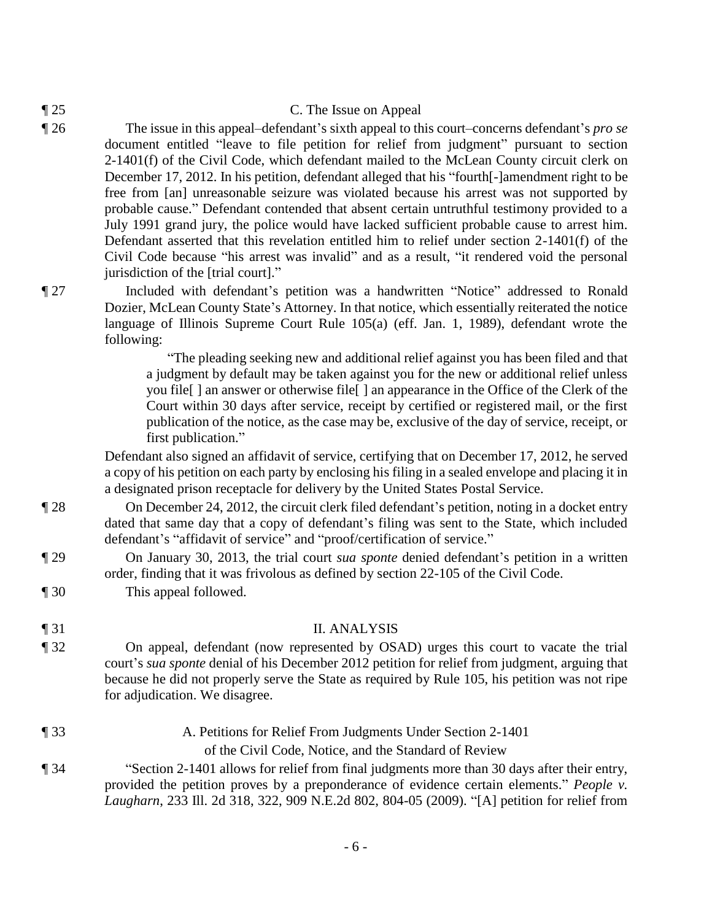¶ 25 C. The Issue on Appeal

¶ 26 The issue in this appeal–defendant's sixth appeal to this court–concerns defendant's *pro se* document entitled "leave to file petition for relief from judgment" pursuant to section 2-1401(f) of the Civil Code, which defendant mailed to the McLean County circuit clerk on December 17, 2012. In his petition, defendant alleged that his "fourth[-]amendment right to be free from [an] unreasonable seizure was violated because his arrest was not supported by probable cause." Defendant contended that absent certain untruthful testimony provided to a July 1991 grand jury, the police would have lacked sufficient probable cause to arrest him. Defendant asserted that this revelation entitled him to relief under section 2-1401(f) of the Civil Code because "his arrest was invalid" and as a result, "it rendered void the personal jurisdiction of the [trial court]."

¶ 27 Included with defendant's petition was a handwritten "Notice" addressed to Ronald Dozier, McLean County State's Attorney. In that notice, which essentially reiterated the notice language of Illinois Supreme Court Rule 105(a) (eff. Jan. 1, 1989), defendant wrote the following:

> "The pleading seeking new and additional relief against you has been filed and that a judgment by default may be taken against you for the new or additional relief unless you file[ ] an answer or otherwise file[ ] an appearance in the Office of the Clerk of the Court within 30 days after service, receipt by certified or registered mail, or the first publication of the notice, as the case may be, exclusive of the day of service, receipt, or first publication."

Defendant also signed an affidavit of service, certifying that on December 17, 2012, he served a copy of his petition on each party by enclosing his filing in a sealed envelope and placing it in a designated prison receptacle for delivery by the United States Postal Service.

¶ 28 On December 24, 2012, the circuit clerk filed defendant's petition, noting in a docket entry dated that same day that a copy of defendant's filing was sent to the State, which included defendant's "affidavit of service" and "proof/certification of service."

¶ 29 On January 30, 2013, the trial court *sua sponte* denied defendant's petition in a written order, finding that it was frivolous as defined by section 22-105 of the Civil Code.

¶ 30 This appeal followed.

¶ 31 II. ANALYSIS

¶ 32 On appeal, defendant (now represented by OSAD) urges this court to vacate the trial court's *sua sponte* denial of his December 2012 petition for relief from judgment, arguing that because he did not properly serve the State as required by Rule 105, his petition was not ripe for adjudication. We disagree.

¶ 33 A. Petitions for Relief From Judgments Under Section 2-1401 of the Civil Code, Notice, and the Standard of Review

¶ 34 "Section 2-1401 allows for relief from final judgments more than 30 days after their entry, provided the petition proves by a preponderance of evidence certain elements." *People v. Laugharn*, 233 Ill. 2d 318, 322, 909 N.E.2d 802, 804-05 (2009). "[A] petition for relief from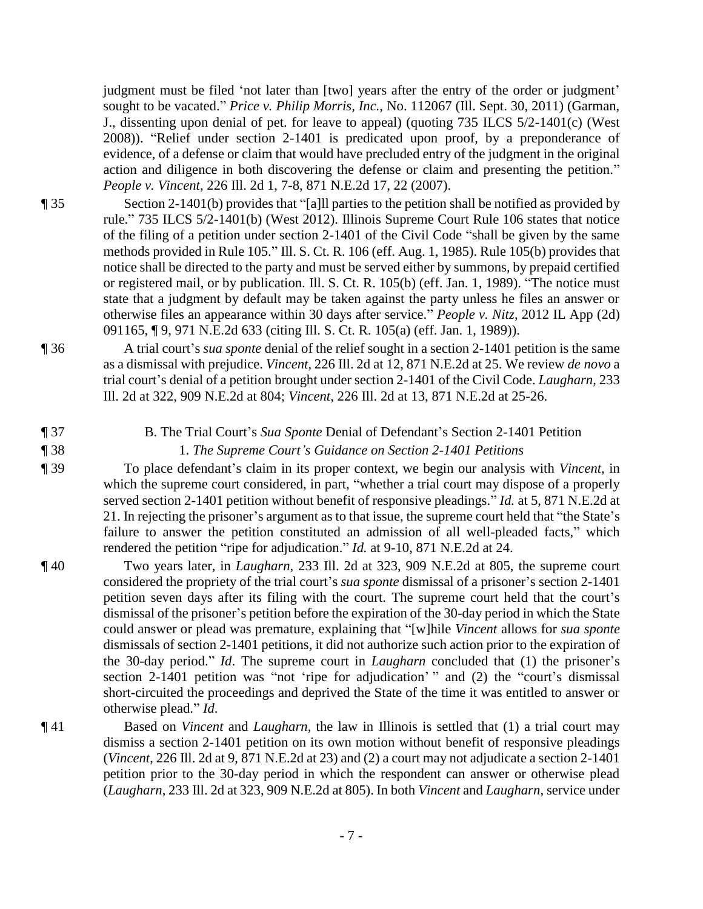judgment must be filed 'not later than [two] years after the entry of the order or judgment' sought to be vacated." *Price v. Philip Morris, Inc.*, No. 112067 (Ill. Sept. 30, 2011) (Garman, J., dissenting upon denial of pet. for leave to appeal) (quoting 735 ILCS 5/2-1401(c) (West 2008)). "Relief under section 2-1401 is predicated upon proof, by a preponderance of evidence, of a defense or claim that would have precluded entry of the judgment in the original action and diligence in both discovering the defense or claim and presenting the petition." *People v. Vincent*, 226 Ill. 2d 1, 7-8, 871 N.E.2d 17, 22 (2007).

¶ 35 Section 2-1401(b) provides that "[a]ll parties to the petition shall be notified as provided by rule." 735 ILCS 5/2-1401(b) (West 2012). Illinois Supreme Court Rule 106 states that notice of the filing of a petition under section 2-1401 of the Civil Code "shall be given by the same methods provided in Rule 105." Ill. S. Ct. R. 106 (eff. Aug. 1, 1985). Rule 105(b) provides that notice shall be directed to the party and must be served either by summons, by prepaid certified or registered mail, or by publication. Ill. S. Ct. R. 105(b) (eff. Jan. 1, 1989). "The notice must state that a judgment by default may be taken against the party unless he files an answer or otherwise files an appearance within 30 days after service." *People v. Nitz*, 2012 IL App (2d) 091165, ¶ 9, 971 N.E.2d 633 (citing Ill. S. Ct. R. 105(a) (eff. Jan. 1, 1989)).

¶ 36 A trial court's *sua sponte* denial of the relief sought in a section 2-1401 petition is the same as a dismissal with prejudice. *Vincent*, 226 Ill. 2d at 12, 871 N.E.2d at 25. We review *de novo* a trial court's denial of a petition brought under section 2-1401 of the Civil Code. *Laugharn*, 233 Ill. 2d at 322, 909 N.E.2d at 804; *Vincent*, 226 Ill. 2d at 13, 871 N.E.2d at 25-26.

## ¶ 37 B. The Trial Court's *Sua Sponte* Denial of Defendant's Section 2-1401 Petition

### ¶ 38 1. *The Supreme Court's Guidance on Section 2-1401 Petitions*

¶ 39 To place defendant's claim in its proper context, we begin our analysis with *Vincent*, in which the supreme court considered, in part, "whether a trial court may dispose of a properly served section 2-1401 petition without benefit of responsive pleadings." *Id.* at 5, 871 N.E.2d at 21. In rejecting the prisoner's argument as to that issue, the supreme court held that "the State's failure to answer the petition constituted an admission of all well-pleaded facts," which rendered the petition "ripe for adjudication." *Id.* at 9-10, 871 N.E.2d at 24.

¶ 40 Two years later, in *Laugharn*, 233 Ill. 2d at 323, 909 N.E.2d at 805, the supreme court considered the propriety of the trial court's *sua sponte* dismissal of a prisoner's section 2-1401 petition seven days after its filing with the court. The supreme court held that the court's dismissal of the prisoner's petition before the expiration of the 30-day period in which the State could answer or plead was premature, explaining that "[w]hile *Vincent* allows for *sua sponte* dismissals of section 2-1401 petitions, it did not authorize such action prior to the expiration of the 30-day period." *Id*. The supreme court in *Laugharn* concluded that (1) the prisoner's section 2-1401 petition was "not 'ripe for adjudication' " and (2) the "court's dismissal short-circuited the proceedings and deprived the State of the time it was entitled to answer or otherwise plead." *Id.*

¶ 41 Based on *Vincent* and *Laugharn*, the law in Illinois is settled that (1) a trial court may dismiss a section 2-1401 petition on its own motion without benefit of responsive pleadings (*Vincent*, 226 Ill. 2d at 9, 871 N.E.2d at 23) and (2) a court may not adjudicate a section 2-1401 petition prior to the 30-day period in which the respondent can answer or otherwise plead (*Laugharn*, 233 Ill. 2d at 323, 909 N.E.2d at 805). In both *Vincent* and *Laugharn*, service under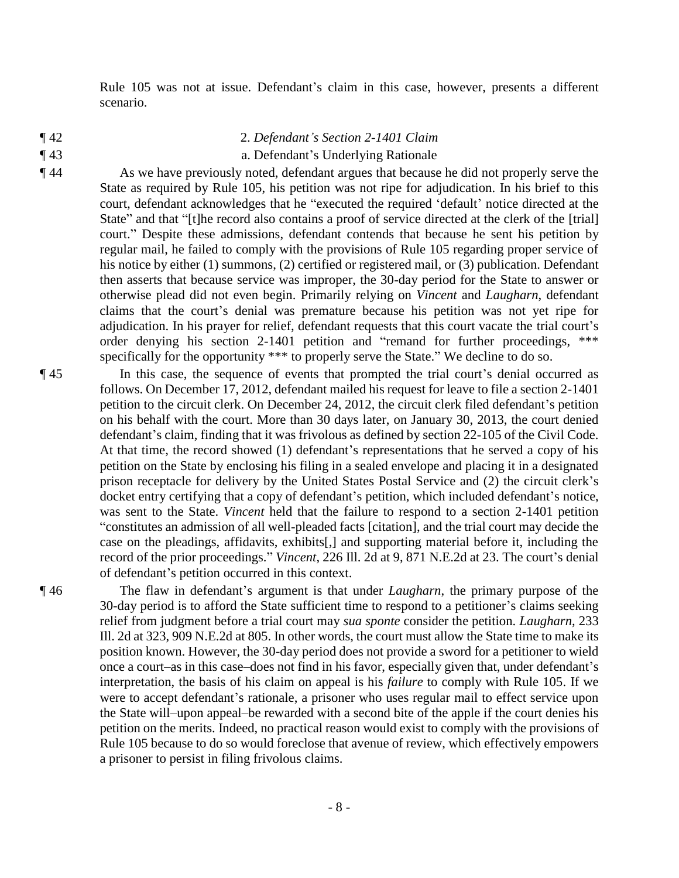Rule 105 was not at issue. Defendant's claim in this case, however, presents a different scenario.

¶ 42 2. *Defendant's Section 2-1401 Claim*

¶ 43 a. Defendant's Underlying Rationale

¶ 44 As we have previously noted, defendant argues that because he did not properly serve the State as required by Rule 105, his petition was not ripe for adjudication. In his brief to this court, defendant acknowledges that he "executed the required 'default' notice directed at the State" and that "[t]he record also contains a proof of service directed at the clerk of the [trial] court." Despite these admissions, defendant contends that because he sent his petition by regular mail, he failed to comply with the provisions of Rule 105 regarding proper service of his notice by either (1) summons, (2) certified or registered mail, or (3) publication. Defendant then asserts that because service was improper, the 30-day period for the State to answer or otherwise plead did not even begin. Primarily relying on *Vincent* and *Laugharn*, defendant claims that the court's denial was premature because his petition was not yet ripe for adjudication. In his prayer for relief, defendant requests that this court vacate the trial court's order denying his section 2-1401 petition and "remand for further proceedings, *** specifically for the opportunity *** to properly serve the State." We decline to do so.

¶ 45 In this case, the sequence of events that prompted the trial court's denial occurred as follows. On December 17, 2012, defendant mailed his request for leave to file a section 2-1401 petition to the circuit clerk. On December 24, 2012, the circuit clerk filed defendant's petition on his behalf with the court. More than 30 days later, on January 30, 2013, the court denied defendant's claim, finding that it was frivolous as defined by section 22-105 of the Civil Code. At that time, the record showed (1) defendant's representations that he served a copy of his petition on the State by enclosing his filing in a sealed envelope and placing it in a designated prison receptacle for delivery by the United States Postal Service and (2) the circuit clerk's docket entry certifying that a copy of defendant's petition, which included defendant's notice, was sent to the State. *Vincent* held that the failure to respond to a section 2-1401 petition "constitutes an admission of all well-pleaded facts [citation], and the trial court may decide the case on the pleadings, affidavits, exhibits[,] and supporting material before it, including the record of the prior proceedings." *Vincent*, 226 Ill. 2d at 9, 871 N.E.2d at 23. The court's denial of defendant's petition occurred in this context.

¶ 46 The flaw in defendant's argument is that under *Laugharn*, the primary purpose of the 30-day period is to afford the State sufficient time to respond to a petitioner's claims seeking relief from judgment before a trial court may *sua sponte* consider the petition. *Laugharn*, 233 Ill. 2d at 323, 909 N.E.2d at 805. In other words, the court must allow the State time to make its position known. However, the 30-day period does not provide a sword for a petitioner to wield once a court–as in this case–does not find in his favor, especially given that, under defendant's interpretation, the basis of his claim on appeal is his *failure* to comply with Rule 105. If we were to accept defendant's rationale, a prisoner who uses regular mail to effect service upon the State will–upon appeal–be rewarded with a second bite of the apple if the court denies his petition on the merits. Indeed, no practical reason would exist to comply with the provisions of Rule 105 because to do so would foreclose that avenue of review, which effectively empowers a prisoner to persist in filing frivolous claims.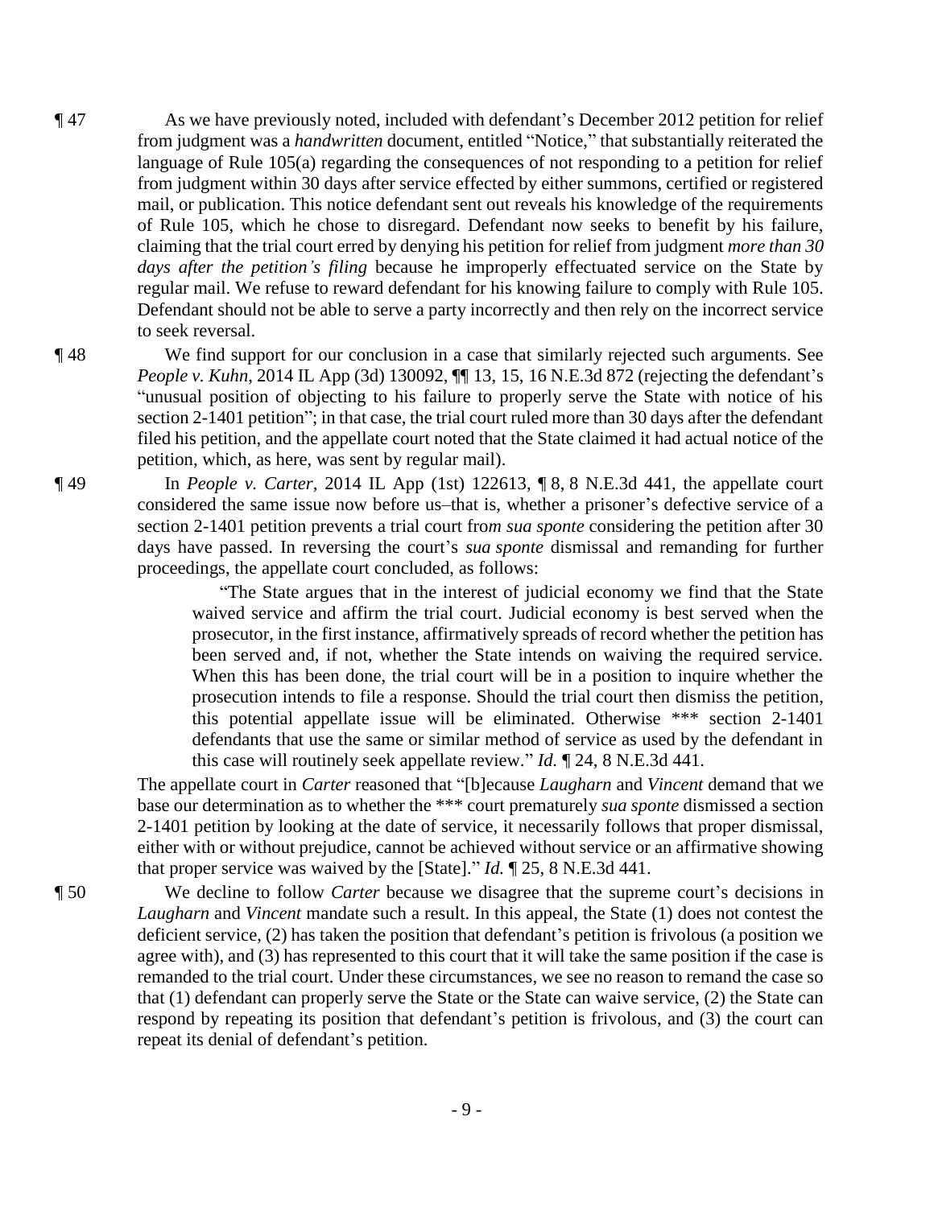¶ 47 As we have previously noted, included with defendant's December 2012 petition for relief from judgment was a *handwritten* document, entitled "Notice," that substantially reiterated the language of Rule 105(a) regarding the consequences of not responding to a petition for relief from judgment within 30 days after service effected by either summons, certified or registered mail, or publication. This notice defendant sent out reveals his knowledge of the requirements of Rule 105, which he chose to disregard. Defendant now seeks to benefit by his failure, claiming that the trial court erred by denying his petition for relief from judgment *more than 30 days after the petition's filing* because he improperly effectuated service on the State by regular mail. We refuse to reward defendant for his knowing failure to comply with Rule 105. Defendant should not be able to serve a party incorrectly and then rely on the incorrect service to seek reversal.

¶ 48 We find support for our conclusion in a case that similarly rejected such arguments. See *People v. Kuhn*, 2014 IL App (3d) 130092, ¶¶ 13, 15, 16 N.E.3d 872 (rejecting the defendant's "unusual position of objecting to his failure to properly serve the State with notice of his section 2-1401 petition"; in that case, the trial court ruled more than 30 days after the defendant filed his petition, and the appellate court noted that the State claimed it had actual notice of the petition, which, as here, was sent by regular mail).

¶ 49 In *People v. Carter*, 2014 IL App (1st) 122613, ¶ 8, 8 N.E.3d 441, the appellate court considered the same issue now before us–that is, whether a prisoner's defective service of a section 2-1401 petition prevents a trial court from *sua sponte* considering the petition after 30 days have passed. In reversing the court's *sua sponte* dismissal and remanding for further proceedings, the appellate court concluded, as follows:

> "The State argues that in the interest of judicial economy we find that the State waived service and affirm the trial court. Judicial economy is best served when the prosecutor, in the first instance, affirmatively spreads of record whether the petition has been served and, if not, whether the State intends on waiving the required service. When this has been done, the trial court will be in a position to inquire whether the prosecution intends to file a response. Should the trial court then dismiss the petition, this potential appellate issue will be eliminated. Otherwise *** section 2-1401 defendants that use the same or similar method of service as used by the defendant in this case will routinely seek appellate review." *Id.* ¶ 24, 8 N.E.3d 441.

The appellate court in *Carter* reasoned that "[b]ecause *Laugharn* and *Vincent* demand that we base our determination as to whether the *** court prematurely *sua sponte* dismissed a section 2-1401 petition by looking at the date of service, it necessarily follows that proper dismissal, either with or without prejudice, cannot be achieved without service or an affirmative showing that proper service was waived by the [State]." *Id.* ¶ 25, 8 N.E.3d 441.

¶ 50 We decline to follow *Carter* because we disagree that the supreme court's decisions in *Laugharn* and *Vincent* mandate such a result. In this appeal, the State (1) does not contest the deficient service, (2) has taken the position that defendant's petition is frivolous (a position we agree with), and (3) has represented to this court that it will take the same position if the case is remanded to the trial court. Under these circumstances, we see no reason to remand the case so that (1) defendant can properly serve the State or the State can waive service, (2) the State can respond by repeating its position that defendant's petition is frivolous, and (3) the court can repeat its denial of defendant's petition.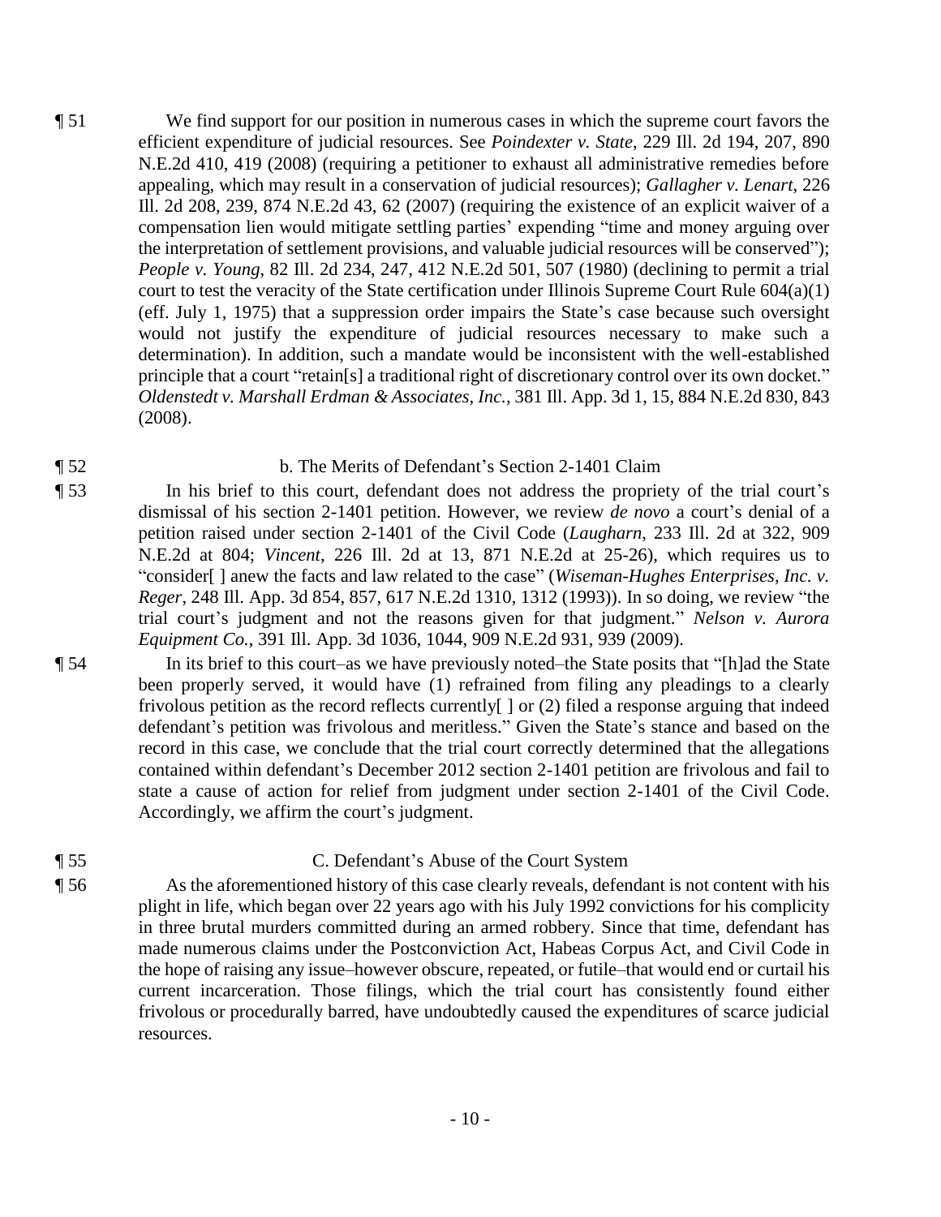¶ 51 We find support for our position in numerous cases in which the supreme court favors the efficient expenditure of judicial resources. See *Poindexter v. State*, 229 Ill. 2d 194, 207, 890 N.E.2d 410, 419 (2008) (requiring a petitioner to exhaust all administrative remedies before appealing, which may result in a conservation of judicial resources); *Gallagher v. Lenart*, 226 Ill. 2d 208, 239, 874 N.E.2d 43, 62 (2007) (requiring the existence of an explicit waiver of a compensation lien would mitigate settling parties' expending "time and money arguing over the interpretation of settlement provisions, and valuable judicial resources will be conserved"); *People v. Young*, 82 Ill. 2d 234, 247, 412 N.E.2d 501, 507 (1980) (declining to permit a trial court to test the veracity of the State certification under Illinois Supreme Court Rule 604(a)(1) (eff. July 1, 1975) that a suppression order impairs the State's case because such oversight would not justify the expenditure of judicial resources necessary to make such a determination). In addition, such a mandate would be inconsistent with the well-established principle that a court "retain[s] a traditional right of discretionary control over its own docket." *Oldenstedt v. Marshall Erdman & Associates, Inc.*, 381 Ill. App. 3d 1, 15, 884 N.E.2d 830, 843 (2008).

¶ 52 b. The Merits of Defendant's Section 2-1401 Claim

¶ 53 In his brief to this court, defendant does not address the propriety of the trial court's dismissal of his section 2-1401 petition. However, we review *de novo* a court's denial of a petition raised under section 2-1401 of the Civil Code (*Laugharn*, 233 Ill. 2d at 322, 909 N.E.2d at 804; *Vincent*, 226 Ill. 2d at 13, 871 N.E.2d at 25-26), which requires us to "consider[ ] anew the facts and law related to the case" (*Wiseman-Hughes Enterprises, Inc. v. Reger*, 248 Ill. App. 3d 854, 857, 617 N.E.2d 1310, 1312 (1993)). In so doing, we review "the trial court's judgment and not the reasons given for that judgment." *Nelson v. Aurora Equipment Co.*, 391 Ill. App. 3d 1036, 1044, 909 N.E.2d 931, 939 (2009).

¶ 54 In its brief to this court–as we have previously noted–the State posits that "[h]ad the State been properly served, it would have (1) refrained from filing any pleadings to a clearly frivolous petition as the record reflects currently[ ] or (2) filed a response arguing that indeed defendant's petition was frivolous and meritless." Given the State's stance and based on the record in this case, we conclude that the trial court correctly determined that the allegations contained within defendant's December 2012 section 2-1401 petition are frivolous and fail to state a cause of action for relief from judgment under section 2-1401 of the Civil Code. Accordingly, we affirm the court's judgment.

¶ 55 C. Defendant's Abuse of the Court System

¶ 56 As the aforementioned history of this case clearly reveals, defendant is not content with his plight in life, which began over 22 years ago with his July 1992 convictions for his complicity in three brutal murders committed during an armed robbery. Since that time, defendant has made numerous claims under the Postconviction Act, Habeas Corpus Act, and Civil Code in the hope of raising any issue–however obscure, repeated, or futile–that would end or curtail his current incarceration. Those filings, which the trial court has consistently found either frivolous or procedurally barred, have undoubtedly caused the expenditures of scarce judicial resources.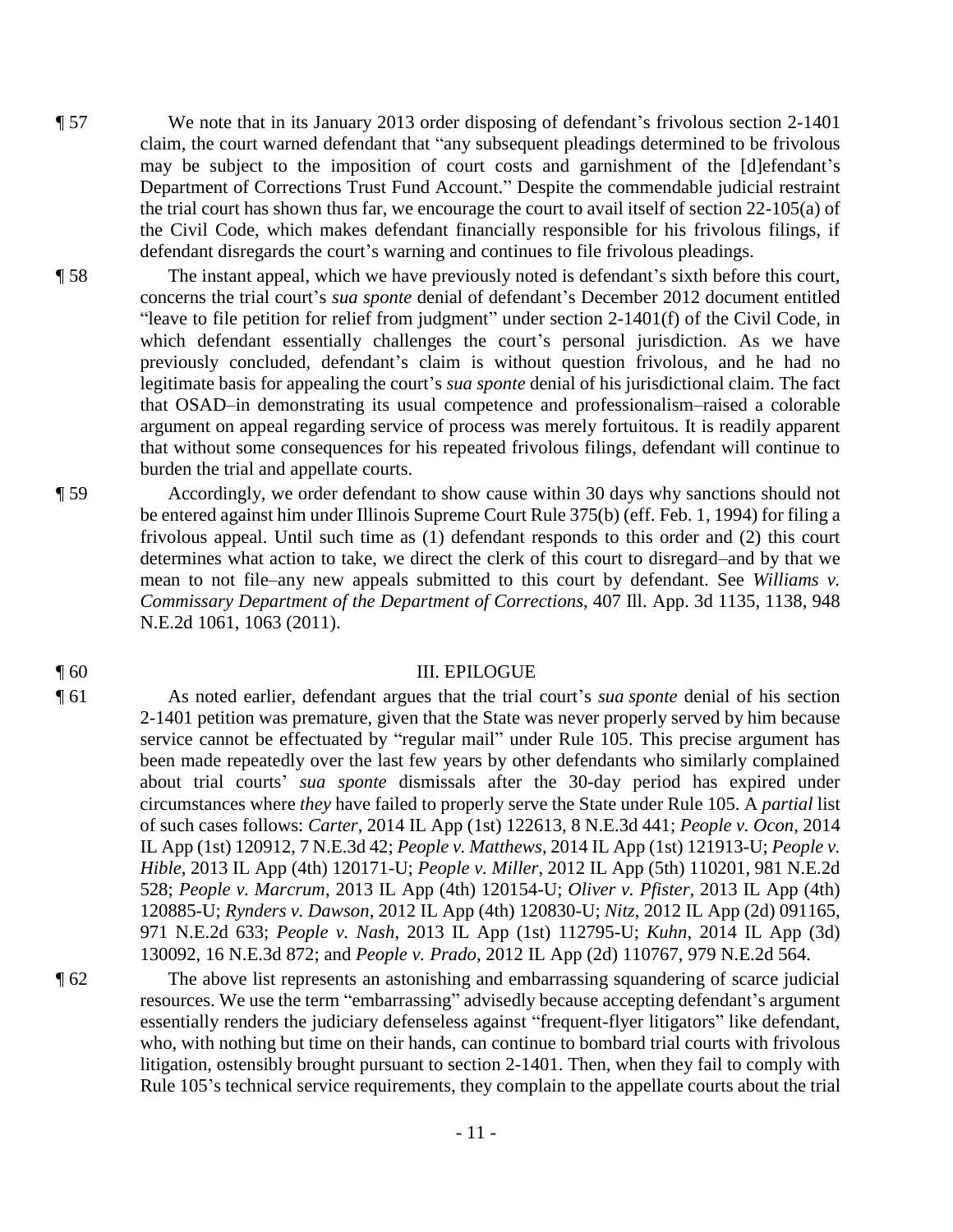¶ 57 We note that in its January 2013 order disposing of defendant's frivolous section 2-1401 claim, the court warned defendant that "any subsequent pleadings determined to be frivolous may be subject to the imposition of court costs and garnishment of the [d]efendant's Department of Corrections Trust Fund Account." Despite the commendable judicial restraint the trial court has shown thus far, we encourage the court to avail itself of section 22-105(a) of the Civil Code, which makes defendant financially responsible for his frivolous filings, if defendant disregards the court's warning and continues to file frivolous pleadings.

¶ 58 The instant appeal, which we have previously noted is defendant's sixth before this court, concerns the trial court's *sua sponte* denial of defendant's December 2012 document entitled "leave to file petition for relief from judgment" under section 2-1401(f) of the Civil Code, in which defendant essentially challenges the court's personal jurisdiction. As we have previously concluded, defendant's claim is without question frivolous, and he had no legitimate basis for appealing the court's *sua sponte* denial of his jurisdictional claim. The fact that OSAD–in demonstrating its usual competence and professionalism–raised a colorable argument on appeal regarding service of process was merely fortuitous. It is readily apparent that without some consequences for his repeated frivolous filings, defendant will continue to burden the trial and appellate courts.

¶ 59 Accordingly, we order defendant to show cause within 30 days why sanctions should not be entered against him under Illinois Supreme Court Rule 375(b) (eff. Feb. 1, 1994) for filing a frivolous appeal. Until such time as (1) defendant responds to this order and (2) this court determines what action to take, we direct the clerk of this court to disregard–and by that we mean to not file–any new appeals submitted to this court by defendant. See *Williams v. Commissary Department of the Department of Corrections*, 407 Ill. App. 3d 1135, 1138, 948 N.E.2d 1061, 1063 (2011).

¶ 60 III. EPILOGUE

¶ 61 As noted earlier, defendant argues that the trial court's *sua sponte* denial of his section 2-1401 petition was premature, given that the State was never properly served by him because service cannot be effectuated by "regular mail" under Rule 105. This precise argument has been made repeatedly over the last few years by other defendants who similarly complained about trial courts' *sua sponte* dismissals after the 30-day period has expired under circumstances where *they* have failed to properly serve the State under Rule 105. A *partial* list of such cases follows: *Carter*, 2014 IL App (1st) 122613, 8 N.E.3d 441; *People v. Ocon*, 2014 IL App (1st) 120912, 7 N.E.3d 42; *People v. Matthews*, 2014 IL App (1st) 121913-U; *People v. Hible*, 2013 IL App (4th) 120171-U; *People v. Miller*, 2012 IL App (5th) 110201, 981 N.E.2d 528; *People v. Marcrum*, 2013 IL App (4th) 120154-U; *Oliver v. Pfister*, 2013 IL App (4th) 120885-U; *Rynders v. Dawson*, 2012 IL App (4th) 120830-U; *Nitz*, 2012 IL App (2d) 091165, 971 N.E.2d 633; *People v. Nash*, 2013 IL App (1st) 112795-U; *Kuhn*, 2014 IL App (3d) 130092, 16 N.E.3d 872; and *People v. Prado*, 2012 IL App (2d) 110767, 979 N.E.2d 564.

¶ 62 The above list represents an astonishing and embarrassing squandering of scarce judicial resources. We use the term "embarrassing" advisedly because accepting defendant's argument essentially renders the judiciary defenseless against "frequent-flyer litigators" like defendant, who, with nothing but time on their hands, can continue to bombard trial courts with frivolous litigation, ostensibly brought pursuant to section 2-1401. Then, when they fail to comply with Rule 105's technical service requirements, they complain to the appellate courts about the trial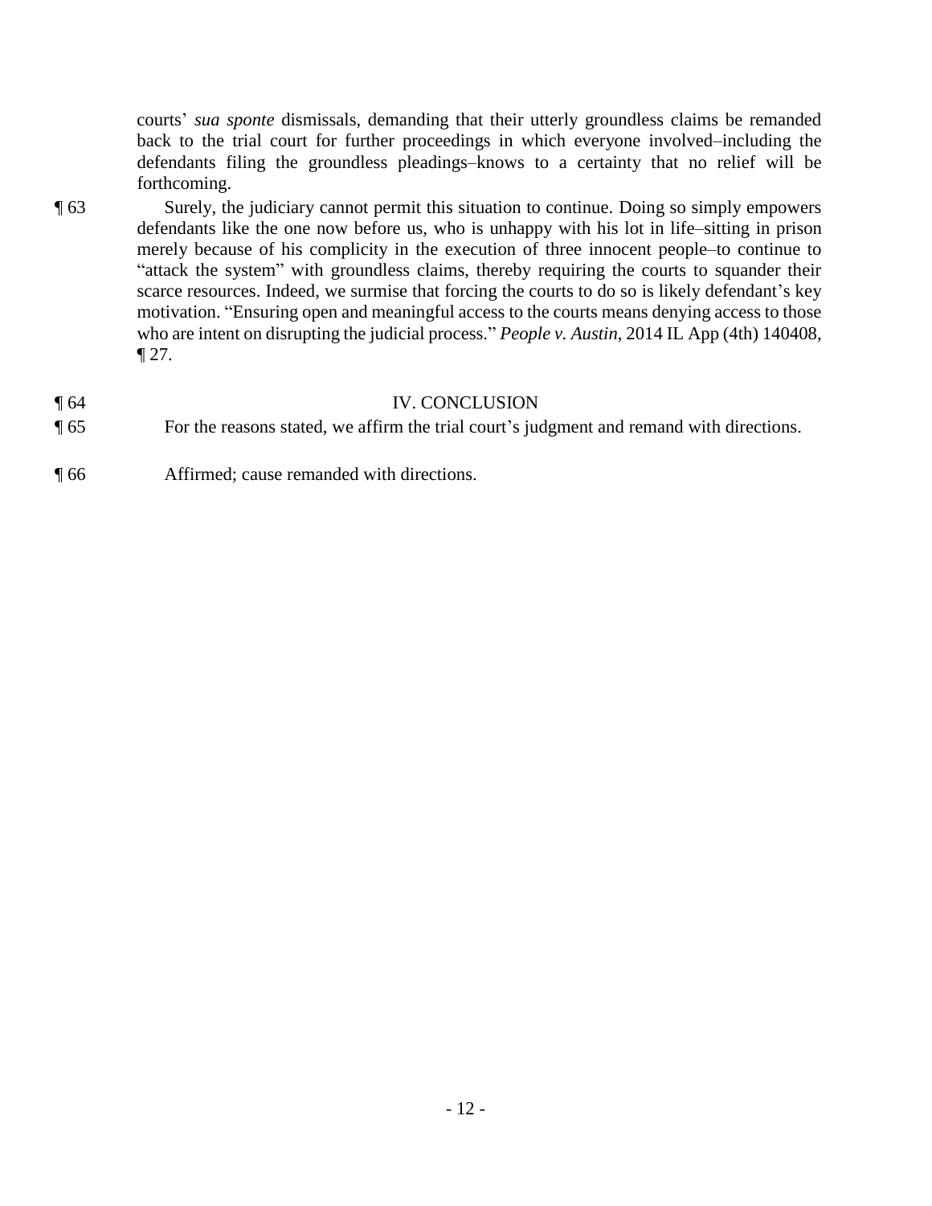courts' *sua sponte* dismissals, demanding that their utterly groundless claims be remanded back to the trial court for further proceedings in which everyone involved–including the defendants filing the groundless pleadings–knows to a certainty that no relief will be forthcoming.

¶ 63 Surely, the judiciary cannot permit this situation to continue. Doing so simply empowers defendants like the one now before us, who is unhappy with his lot in life–sitting in prison merely because of his complicity in the execution of three innocent people–to continue to "attack the system" with groundless claims, thereby requiring the courts to squander their scarce resources. Indeed, we surmise that forcing the courts to do so is likely defendant's key motivation. "Ensuring open and meaningful access to the courts means denying access to those who are intent on disrupting the judicial process." *People v. Austin*, 2014 IL App (4th) 140408, ¶ 27.

## ¶ 64 IV. CONCLUSION

¶ 65 For the reasons stated, we affirm the trial court's judgment and remand with directions.

¶ 66 Affirmed; cause remanded with directions.